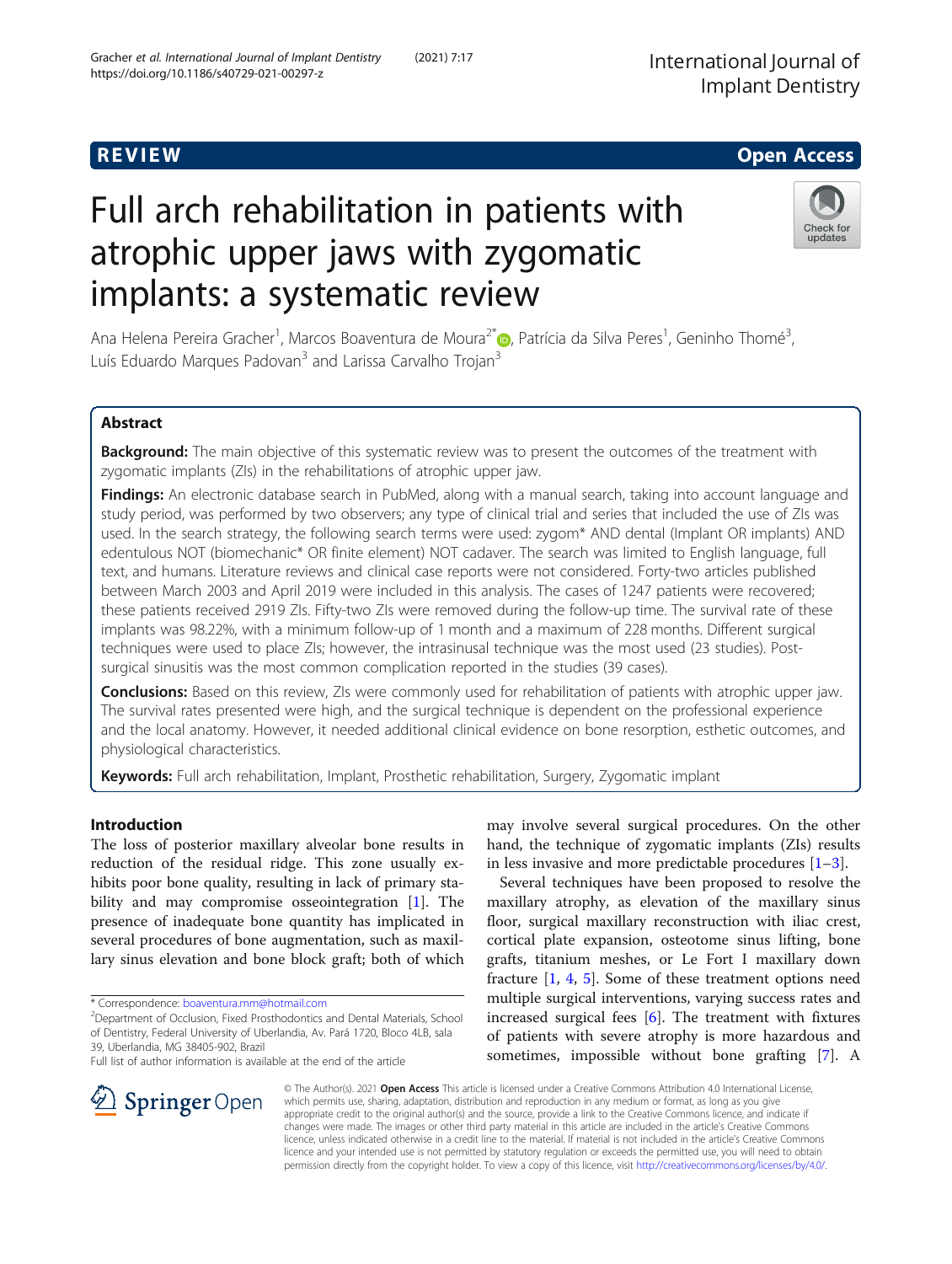REVIEW Open Access

# Full arch rehabilitation in patients with atrophic upper jaws with zygomatic implants: a systematic review

Ana Helena Pereira Gracher[1], Marcos Boaventura de Moura[2*], Patrícia da Silva Peres[1], Geninho Thomé[3], Luís Eduardo Marques Padovan[3] and Larissa Carvalho Trojan[3]

## Abstract

**Background:** The main objective of this systematic review was to present the outcomes of the treatment with zygomatic implants (ZIs) in the rehabilitations of atrophic upper jaw.

**Findings:** An electronic database search in PubMed, along with a manual search, taking into account language and study period, was performed by two observers; any type of clinical trial and series that included the use of ZIs was used. In the search strategy, the following search terms were used: zygom* AND dental (Implant OR implants) AND edentulous NOT (biomechanic* OR finite element) NOT cadaver. The search was limited to English language, full text, and humans. Literature reviews and clinical case reports were not considered. Forty-two articles published between March 2003 and April 2019 were included in this analysis. The cases of 1247 patients were recovered; these patients received 2919 ZIs. Fifty-two ZIs were removed during the follow-up time. The survival rate of these implants was 98.22%, with a minimum follow-up of 1 month and a maximum of 228 months. Different surgical techniques were used to place ZIs; however, the intrasinusal technique was the most used (23 studies). Post-surgical sinusitis was the most common complication reported in the studies (39 cases).

**Conclusions:** Based on this review, ZIs were commonly used for rehabilitation of patients with atrophic upper jaw. The survival rates presented were high, and the surgical technique is dependent on the professional experience and the local anatomy. However, it needed additional clinical evidence on bone resorption, esthetic outcomes, and physiological characteristics.

**Keywords:** Full arch rehabilitation, Implant, Prosthetic rehabilitation, Surgery, Zygomatic implant

## Introduction

The loss of posterior maxillary alveolar bone results in reduction of the residual ridge. This zone usually exhibits poor bone quality, resulting in lack of primary stability and may compromise osseointegration [1]. The presence of inadequate bone quantity has implicated in several procedures of bone augmentation, such as maxillary sinus elevation and bone block graft; both of which may involve several surgical procedures. On the other hand, the technique of zygomatic implants (ZIs) results in less invasive and more predictable procedures [1–3].

Several techniques have been proposed to resolve the maxillary atrophy, as elevation of the maxillary sinus floor, surgical maxillary reconstruction with iliac crest, cortical plate expansion, osteotome sinus lifting, bone grafts, titanium meshes, or Le Fort I maxillary down fracture [1, 4, 5]. Some of these treatment options need multiple surgical interventions, varying success rates and increased surgical fees [6]. The treatment with fixtures of patients with severe atrophy is more hazardous and sometimes, impossible without bone grafting [7]. A

* Correspondence: boaventura.mm@hotmail.com

[2]Department of Occlusion, Fixed Prosthodontics and Dental Materials, School of Dentistry, Federal University of Uberlandia, Av. Pará 1720, Bloco 4LB, sala 39, Uberlandia, MG 38405-902, Brazil

Full list of author information is available at the end of the article

© The Author(s). 2021 **Open Access** This article is licensed under a Creative Commons Attribution 4.0 International License, which permits use, sharing, adaptation, distribution and reproduction in any medium or format, as long as you give appropriate credit to the original author(s) and the source, provide a link to the Creative Commons licence, and indicate if changes were made. The images or other third party material in this article are included in the article's Creative Commons licence, unless indicated otherwise in a credit line to the material. If material is not included in the article's Creative Commons licence and your intended use is not permitted by statutory regulation or exceeds the permitted use, you will need to obtain permission directly from the copyright holder. To view a copy of this licence, visit http://creativecommons.org/licenses/by/4.0/.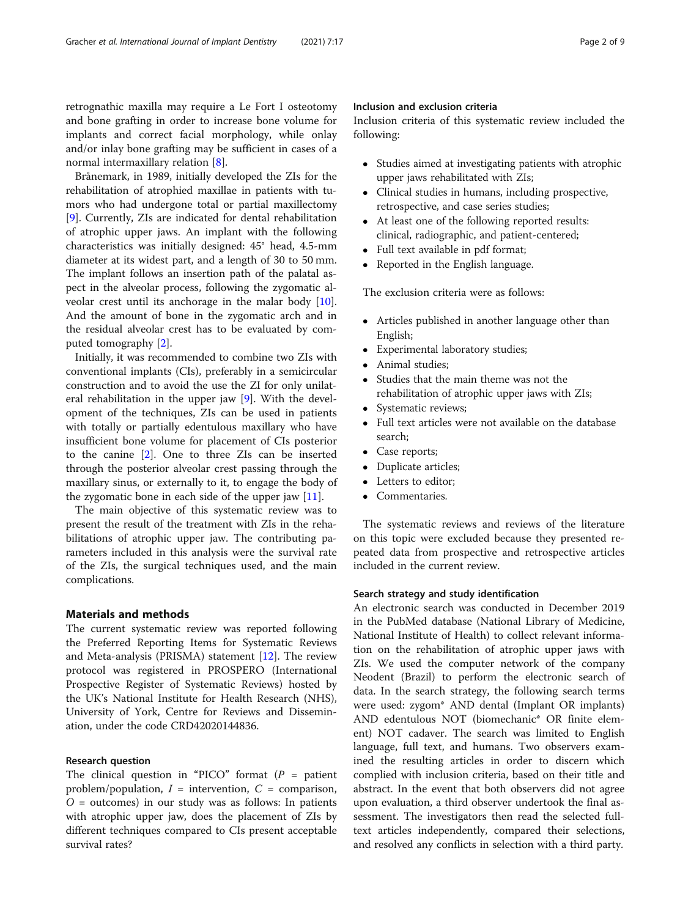retrognathic maxilla may require a Le Fort I osteotomy and bone grafting in order to increase bone volume for implants and correct facial morphology, while onlay and/or inlay bone grafting may be sufficient in cases of a normal intermaxillary relation [8].

Brånemark, in 1989, initially developed the ZIs for the rehabilitation of atrophied maxillae in patients with tumors who had undergone total or partial maxillectomy [9]. Currently, ZIs are indicated for dental rehabilitation of atrophic upper jaws. An implant with the following characteristics was initially designed: 45° head, 4.5-mm diameter at its widest part, and a length of 30 to 50 mm. The implant follows an insertion path of the palatal aspect in the alveolar process, following the zygomatic alveolar crest until its anchorage in the malar body [10]. And the amount of bone in the zygomatic arch and in the residual alveolar crest has to be evaluated by computed tomography [2].

Initially, it was recommended to combine two ZIs with conventional implants (CIs), preferably in a semicircular construction and to avoid the use the ZI for only unilateral rehabilitation in the upper jaw [9]. With the development of the techniques, ZIs can be used in patients with totally or partially edentulous maxillary who have insufficient bone volume for placement of CIs posterior to the canine [2]. One to three ZIs can be inserted through the posterior alveolar crest passing through the maxillary sinus, or externally to it, to engage the body of the zygomatic bone in each side of the upper jaw [11].

The main objective of this systematic review was to present the result of the treatment with ZIs in the rehabilitations of atrophic upper jaw. The contributing parameters included in this analysis were the survival rate of the ZIs, the surgical techniques used, and the main complications.

## Materials and methods

The current systematic review was reported following the Preferred Reporting Items for Systematic Reviews and Meta-analysis (PRISMA) statement [12]. The review protocol was registered in PROSPERO (International Prospective Register of Systematic Reviews) hosted by the UK's National Institute for Health Research (NHS), University of York, Centre for Reviews and Dissemination, under the code CRD42020144836.

### Research question

The clinical question in "PICO" format (*P* = patient problem/population, *I* = intervention, *C* = comparison, *O* = outcomes) in our study was as follows: In patients with atrophic upper jaw, does the placement of ZIs by different techniques compared to CIs present acceptable survival rates?

### Inclusion and exclusion criteria

Inclusion criteria of this systematic review included the following:

- Studies aimed at investigating patients with atrophic upper jaws rehabilitated with ZIs;
- Clinical studies in humans, including prospective, retrospective, and case series studies;
- At least one of the following reported results: clinical, radiographic, and patient-centered;
- Full text available in pdf format;
- Reported in the English language.

The exclusion criteria were as follows:

- Articles published in another language other than English;
- Experimental laboratory studies;
- Animal studies;
- Studies that the main theme was not the rehabilitation of atrophic upper jaws with ZIs;
- Systematic reviews;
- Full text articles were not available on the database search;
- Case reports;
- Duplicate articles;
- Letters to editor;
- Commentaries.

The systematic reviews and reviews of the literature on this topic were excluded because they presented repeated data from prospective and retrospective articles included in the current review.

### Search strategy and study identification

An electronic search was conducted in December 2019 in the PubMed database (National Library of Medicine, National Institute of Health) to collect relevant information on the rehabilitation of atrophic upper jaws with ZIs. We used the computer network of the company Neodent (Brazil) to perform the electronic search of data. In the search strategy, the following search terms were used: zygom* AND dental (Implant OR implants) AND edentulous NOT (biomechanic* OR finite element) NOT cadaver. The search was limited to English language, full text, and humans. Two observers examined the resulting articles in order to discern which complied with inclusion criteria, based on their title and abstract. In the event that both observers did not agree upon evaluation, a third observer undertook the final assessment. The investigators then read the selected full-text articles independently, compared their selections, and resolved any conflicts in selection with a third party.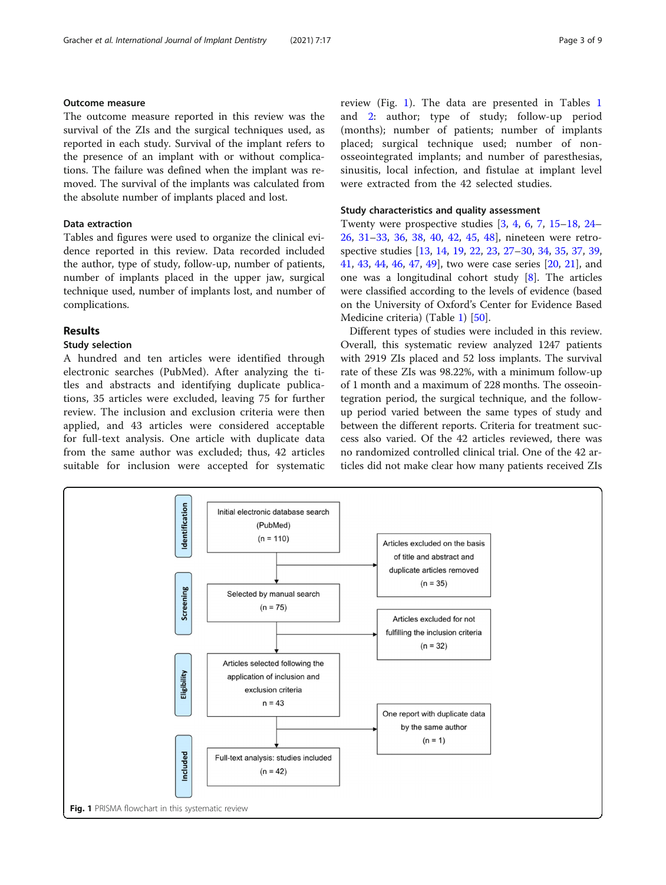### Outcome measure

The outcome measure reported in this review was the survival of the ZIs and the surgical techniques used, as reported in each study. Survival of the implant refers to the presence of an implant with or without complications. The failure was defined when the implant was removed. The survival of the implants was calculated from the absolute number of implants placed and lost.

### Data extraction

Tables and figures were used to organize the clinical evidence reported in this review. Data recorded included the author, type of study, follow-up, number of patients, number of implants placed in the upper jaw, surgical technique used, number of implants lost, and number of complications.

## Results

### Study selection

A hundred and ten articles were identified through electronic searches (PubMed). After analyzing the titles and abstracts and identifying duplicate publications, 35 articles were excluded, leaving 75 for further review. The inclusion and exclusion criteria were then applied, and 43 articles were considered acceptable for full-text analysis. One article with duplicate data from the same author was excluded; thus, 42 articles suitable for inclusion were accepted for systematic review (Fig. 1). The data are presented in Tables 1 and 2: author; type of study; follow-up period (months); number of patients; number of implants placed; surgical technique used; number of non-osseointegrated implants; and number of paresthesias, sinusitis, local infection, and fistulae at implant level were extracted from the 42 selected studies.

### Study characteristics and quality assessment

Twenty were prospective studies [3, 4, 6, 7, 15–18, 24–26, 31–33, 36, 38, 40, 42, 45, 48], nineteen were retrospective studies [13, 14, 19, 22, 23, 27–30, 34, 35, 37, 39, 41, 43, 44, 46, 47, 49], two were case series [20, 21], and one was a longitudinal cohort study [8]. The articles were classified according to the levels of evidence (based on the University of Oxford's Center for Evidence Based Medicine criteria) (Table 1) [50].

Different types of studies were included in this review. Overall, this systematic review analyzed 1247 patients with 2919 ZIs placed and 52 loss implants. The survival rate of these ZIs was 98.22%, with a minimum follow-up of 1 month and a maximum of 228 months. The osseointegration period, the surgical technique, and the follow-up period varied between the same types of study and between the different reports. Criteria for treatment success also varied. Of the 42 articles reviewed, there was no randomized controlled clinical trial. One of the 42 articles did not make clear how many patients received ZIs

Identification — Initial electronic database search (PubMed) (n = 110) → Articles excluded on the basis of title and abstract and duplicate articles removed (n = 35)

Screening — Selected by manual search (n = 75) → Articles excluded for not fulfilling the inclusion criteria (n = 32)

Eligibility — Articles selected following the application of inclusion and exclusion criteria n = 43 → One report with duplicate data by the same author (n = 1)

Included — Full-text analysis: studies included (n = 42)

**Fig. 1** PRISMA flowchart in this systematic review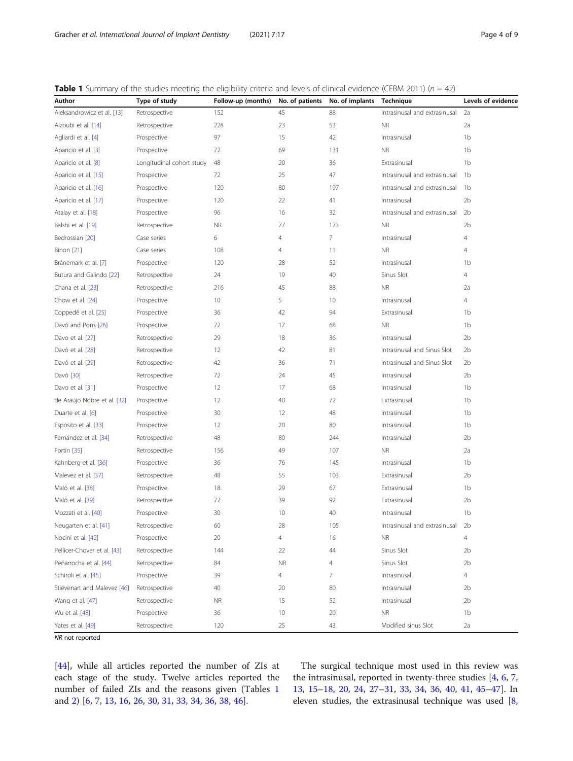**Table 1** Summary of the studies meeting the eligibility criteria and levels of clinical evidence (CEBM 2011) ($n$ = 42)

| Author | Type of study | Follow-up (months) | No. of patients | No. of implants | Technique | Levels of evidence |
|---|---|---|---|---|---|---|
| Aleksandrowicz et al. [13] | Retrospective | 152 | 45 | 88 | Intrasinusal and extrasinusal | 2a |
| Alzoubi et al. [14] | Retrospective | 228 | 23 | 53 | NR | 2a |
| Agliardi et al. [4] | Prospective | 97 | 15 | 42 | Intrasinusal | 1b |
| Aparicio et al. [3] | Prospective | 72 | 69 | 131 | NR | 1b |
| Aparicio et al. [8] | Longitudinal cohort study | 48 | 20 | 36 | Extrasinusal | 1b |
| Aparicio et al. [15] | Prospective | 72 | 25 | 47 | Intrasinusal and extrasinusal | 1b |
| Aparicio et al. [16] | Prospective | 120 | 80 | 197 | Intrasinusal and extrasinusal | 1b |
| Aparicio et al. [17] | Prospective | 120 | 22 | 41 | Intrasinusal | 2b |
| Atalay et al. [18] | Prospective | 96 | 16 | 32 | Intrasinusal and extrasinusal | 2b |
| Balshi et al. [19] | Retrospective | NR | 77 | 173 | NR | 2b |
| Bedrossian [20] | Case series | 6 | 4 | 7 | Intrasinusal | 4 |
| Binon [21] | Case series | 108 | 4 | 11 | NR | 4 |
| Brånemark et al. [7] | Prospective | 120 | 28 | 52 | Intrasinusal | 1b |
| Butura and Galindo [22] | Retrospective | 24 | 19 | 40 | Sinus Slot | 4 |
| Chana et al. [23] | Retrospective | 216 | 45 | 88 | NR | 2a |
| Chow et al. [24] | Prospective | 10 | 5 | 10 | Intrasinusal | 4 |
| Coppedê et al. [25] | Prospective | 36 | 42 | 94 | Extrasinusal | 1b |
| Davó and Pons [26] | Prospective | 72 | 17 | 68 | NR | 1b |
| Davo et al. [27] | Retrospective | 29 | 18 | 36 | Intrasinusal | 2b |
| Davó et al. [28] | Retrospective | 12 | 42 | 81 | Intrasinusal and Sinus Slot | 2b |
| Davó et al. [29] | Retrospective | 42 | 36 | 71 | Intrasinusal and Sinus Slot | 2b |
| Davó [30] | Retrospective | 72 | 24 | 45 | Intrasinusal | 2b |
| Davo et al. [31] | Prospective | 12 | 17 | 68 | Intrasinusal | 1b |
| de Araújo Nobre et al. [32] | Prospective | 12 | 40 | 72 | Extrasinusal | 1b |
| Duarte et al. [6] | Prospective | 30 | 12 | 48 | Intrasinusal | 1b |
| Esposito et al. [33] | Prospective | 12 | 20 | 80 | Intrasinusal | 1b |
| Fernández et al. [34] | Retrospective | 48 | 80 | 244 | Intrasinusal | 2b |
| Fortin [35] | Retrospective | 156 | 49 | 107 | NR | 2a |
| Kahnberg et al. [36] | Prospective | 36 | 76 | 145 | Intrasinusal | 1b |
| Malevez et al. [37] | Retrospective | 48 | 55 | 103 | Extrasinusal | 2b |
| Maló et al. [38] | Prospective | 18 | 29 | 67 | Extrasinusal | 1b |
| Maló et al. [39] | Retrospective | 72 | 39 | 92 | Extrasinusal | 2b |
| Mozzati et al. [40] | Prospective | 30 | 10 | 40 | Intrasinusal | 1b |
| Neugarten et al. [41] | Retrospective | 60 | 28 | 105 | Intrasinusal and extrasinusal | 2b |
| Nocini et al. [42] | Prospective | 20 | 4 | 16 | NR | 4 |
| Pellicer-Chover et al. [43] | Retrospective | 144 | 22 | 44 | Sinus Slot | 2b |
| Peñarrocha et al. [44] | Retrospective | 84 | NR | 4 | Sinus Slot | 2b |
| Schiroli et al. [45] | Prospective | 39 | 4 | 7 | Intrasinusal | 4 |
| Stiévenart and Malevez [46] | Retrospective | 40 | 20 | 80 | Intrasinusal | 2b |
| Wang et al. [47] | Retrospective | NR | 15 | 52 | Intrasinusal | 2b |
| Wu et al. [48] | Prospective | 36 | 10 | 20 | NR | 1b |
| Yates et al. [49] | Retrospective | 120 | 25 | 43 | Modified sinus Slot | 2a |

*NR* not reported

[44], while all articles reported the number of ZIs at each stage of the study. Twelve articles reported the number of failed ZIs and the reasons given (Tables 1 and 2) [6, 7, 13, 16, 26, 30, 31, 33, 34, 36, 38, 46].

The surgical technique most used in this review was the intrasinusal, reported in twenty-three studies [4, 6, 7, 13, 15–18, 20, 24, 27–31, 33, 34, 36, 40, 41, 45–47]. In eleven studies, the extrasinusal technique was used [8,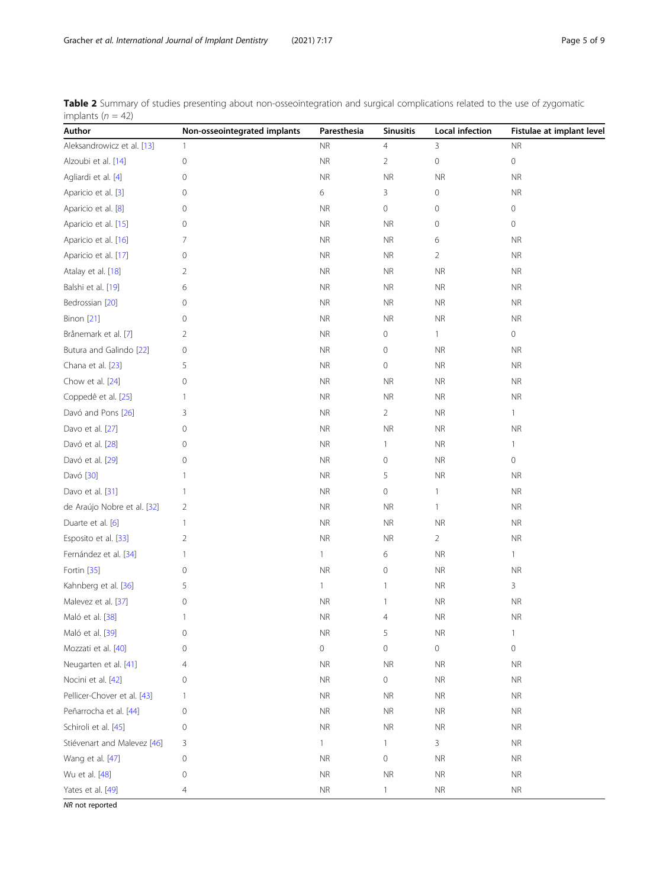**Table 2** Summary of studies presenting about non-osseointegration and surgical complications related to the use of zygomatic implants ($n = 42$)

| Author | Non-osseointegrated implants | Paresthesia | Sinusitis | Local infection | Fistulae at implant level |
|---|---|---|---|---|---|
| Aleksandrowicz et al. [13] | 1 | NR | 4 | 3 | NR |
| Alzoubi et al. [14] | 0 | NR | 2 | 0 | 0 |
| Agliardi et al. [4] | 0 | NR | NR | NR | NR |
| Aparicio et al. [3] | 0 | 6 | 3 | 0 | NR |
| Aparicio et al. [8] | 0 | NR | 0 | 0 | 0 |
| Aparicio et al. [15] | 0 | NR | NR | 0 | 0 |
| Aparicio et al. [16] | 7 | NR | NR | 6 | NR |
| Aparicio et al. [17] | 0 | NR | NR | 2 | NR |
| Atalay et al. [18] | 2 | NR | NR | NR | NR |
| Balshi et al. [19] | 6 | NR | NR | NR | NR |
| Bedrossian [20] | 0 | NR | NR | NR | NR |
| Binon [21] | 0 | NR | NR | NR | NR |
| Brånemark et al. [7] | 2 | NR | 0 | 1 | 0 |
| Butura and Galindo [22] | 0 | NR | 0 | NR | NR |
| Chana et al. [23] | 5 | NR | 0 | NR | NR |
| Chow et al. [24] | 0 | NR | NR | NR | NR |
| Coppedê et al. [25] | 1 | NR | NR | NR | NR |
| Davó and Pons [26] | 3 | NR | 2 | NR | 1 |
| Davo et al. [27] | 0 | NR | NR | NR | NR |
| Davó et al. [28] | 0 | NR | 1 | NR | 1 |
| Davó et al. [29] | 0 | NR | 0 | NR | 0 |
| Davó [30] | 1 | NR | 5 | NR | NR |
| Davo et al. [31] | 1 | NR | 0 | 1 | NR |
| de Araújo Nobre et al. [32] | 2 | NR | NR | 1 | NR |
| Duarte et al. [6] | 1 | NR | NR | NR | NR |
| Esposito et al. [33] | 2 | NR | NR | 2 | NR |
| Fernández et al. [34] | 1 | 1 | 6 | NR | 1 |
| Fortin [35] | 0 | NR | 0 | NR | NR |
| Kahnberg et al. [36] | 5 | 1 | 1 | NR | 3 |
| Malevez et al. [37] | 0 | NR | 1 | NR | NR |
| Maló et al. [38] | 1 | NR | 4 | NR | NR |
| Maló et al. [39] | 0 | NR | 5 | NR | 1 |
| Mozzati et al. [40] | 0 | 0 | 0 | 0 | 0 |
| Neugarten et al. [41] | 4 | NR | NR | NR | NR |
| Nocini et al. [42] | 0 | NR | 0 | NR | NR |
| Pellicer-Chover et al. [43] | 1 | NR | NR | NR | NR |
| Peñarrocha et al. [44] | 0 | NR | NR | NR | NR |
| Schiroli et al. [45] | 0 | NR | NR | NR | NR |
| Stiévenart and Malevez [46] | 3 | 1 | 1 | 3 | NR |
| Wang et al. [47] | 0 | NR | 0 | NR | NR |
| Wu et al. [48] | 0 | NR | NR | NR | NR |
| Yates et al. [49] | 4 | NR | 1 | NR | NR |

*NR* not reported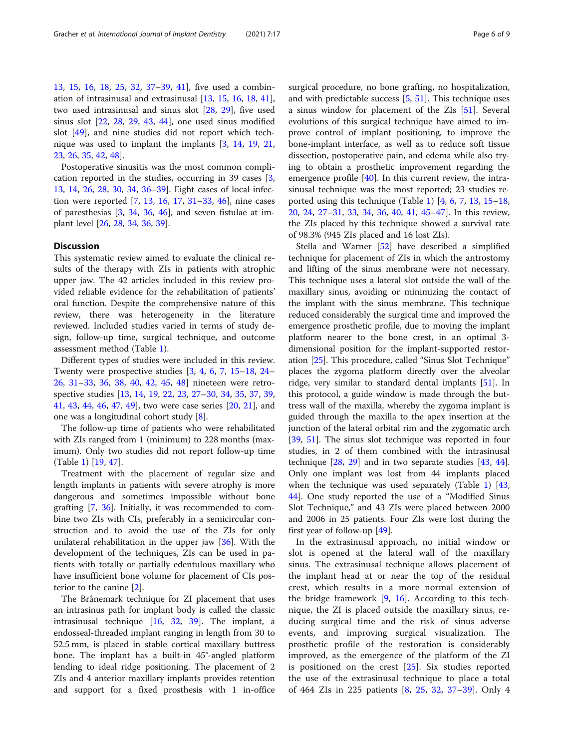13, 15, 16, 18, 25, 32, 37–39, 41], five used a combination of intrasinusal and extrasinusal [13, 15, 16, 18, 41], two used intrasinusal and sinus slot [28, 29], five used sinus slot [22, 28, 29, 43, 44], one used sinus modified slot [49], and nine studies did not report which technique was used to implant the implants [3, 14, 19, 21, 23, 26, 35, 42, 48].

Postoperative sinusitis was the most common complication reported in the studies, occurring in 39 cases [3, 13, 14, 26, 28, 30, 34, 36–39]. Eight cases of local infection were reported [7, 13, 16, 17, 31–33, 46], nine cases of paresthesias [3, 34, 36, 46], and seven fistulae at implant level [26, 28, 34, 36, 39].

## Discussion

This systematic review aimed to evaluate the clinical results of the therapy with ZIs in patients with atrophic upper jaw. The 42 articles included in this review provided reliable evidence for the rehabilitation of patients' oral function. Despite the comprehensive nature of this review, there was heterogeneity in the literature reviewed. Included studies varied in terms of study design, follow-up time, surgical technique, and outcome assessment method (Table 1).

Different types of studies were included in this review. Twenty were prospective studies [3, 4, 6, 7, 15–18, 24–26, 31–33, 36, 38, 40, 42, 45, 48] nineteen were retrospective studies [13, 14, 19, 22, 23, 27–30, 34, 35, 37, 39, 41, 43, 44, 46, 47, 49], two were case series [20, 21], and one was a longitudinal cohort study [8].

The follow-up time of patients who were rehabilitated with ZIs ranged from 1 (minimum) to 228 months (maximum). Only two studies did not report follow-up time (Table 1) [19, 47].

Treatment with the placement of regular size and length implants in patients with severe atrophy is more dangerous and sometimes impossible without bone grafting [7, 36]. Initially, it was recommended to combine two ZIs with CIs, preferably in a semicircular construction and to avoid the use of the ZIs for only unilateral rehabilitation in the upper jaw [36]. With the development of the techniques, ZIs can be used in patients with totally or partially edentulous maxillary who have insufficient bone volume for placement of CIs posterior to the canine [2].

The Brånemark technique for ZI placement that uses an intrasinus path for implant body is called the classic intrasinusal technique [16, 32, 39]. The implant, a endosseal-threaded implant ranging in length from 30 to 52.5 mm, is placed in stable cortical maxillary buttress bone. The implant has a built-in 45°-angled platform lending to ideal ridge positioning. The placement of 2 ZIs and 4 anterior maxillary implants provides retention and support for a fixed prosthesis with 1 in-office surgical procedure, no bone grafting, no hospitalization, and with predictable success [5, 51]. This technique uses a sinus window for placement of the ZIs [51]. Several evolutions of this surgical technique have aimed to improve control of implant positioning, to improve the bone-implant interface, as well as to reduce soft tissue dissection, postoperative pain, and edema while also trying to obtain a prosthetic improvement regarding the emergence profile [40]. In this current review, the intrasinusal technique was the most reported; 23 studies reported using this technique (Table 1) [4, 6, 7, 13, 15–18, 20, 24, 27–31, 33, 34, 36, 40, 41, 45–47]. In this review, the ZIs placed by this technique showed a survival rate of 98.3% (945 ZIs placed and 16 lost ZIs).

Stella and Warner [52] have described a simplified technique for placement of ZIs in which the antrostomy and lifting of the sinus membrane were not necessary. This technique uses a lateral slot outside the wall of the maxillary sinus, avoiding or minimizing the contact of the implant with the sinus membrane. This technique reduced considerably the surgical time and improved the emergence prosthetic profile, due to moving the implant platform nearer to the bone crest, in an optimal 3-dimensional position for the implant-supported restoration [25]. This procedure, called "Sinus Slot Technique" places the zygoma platform directly over the alveolar ridge, very similar to standard dental implants [51]. In this protocol, a guide window is made through the buttress wall of the maxilla, whereby the zygoma implant is guided through the maxilla to the apex insertion at the junction of the lateral orbital rim and the zygomatic arch [39, 51]. The sinus slot technique was reported in four studies, in 2 of them combined with the intrasinusal technique [28, 29] and in two separate studies [43, 44]. Only one implant was lost from 44 implants placed when the technique was used separately (Table 1) [43, 44]. One study reported the use of a "Modified Sinus Slot Technique," and 43 ZIs were placed between 2000 and 2006 in 25 patients. Four ZIs were lost during the first year of follow-up [49].

In the extrasinusal approach, no initial window or slot is opened at the lateral wall of the maxillary sinus. The extrasinusal technique allows placement of the implant head at or near the top of the residual crest, which results in a more normal extension of the bridge framework [9, 16]. According to this technique, the ZI is placed outside the maxillary sinus, reducing surgical time and the risk of sinus adverse events, and improving surgical visualization. The prosthetic profile of the restoration is considerably improved, as the emergence of the platform of the ZI is positioned on the crest [25]. Six studies reported the use of the extrasinusal technique to place a total of 464 ZIs in 225 patients [8, 25, 32, 37–39]. Only 4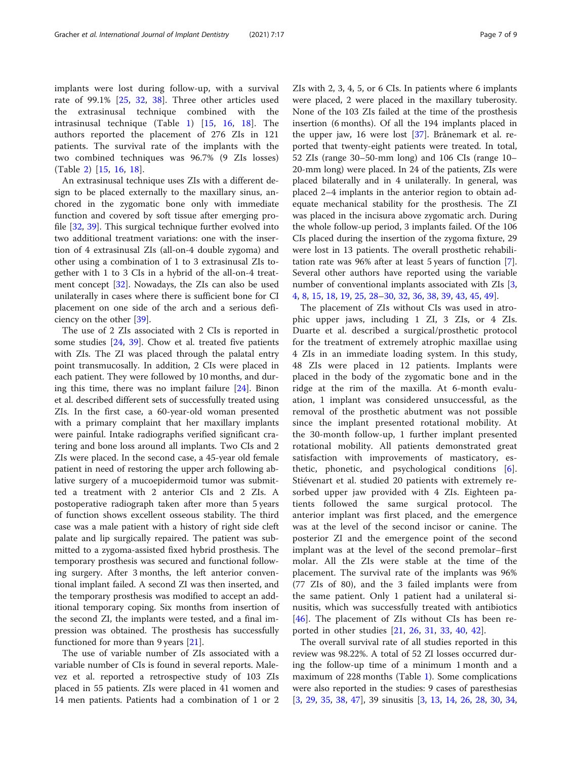implants were lost during follow-up, with a survival rate of 99.1% [25, 32, 38]. Three other articles used the extrasinusal technique combined with the intrasinusal technique (Table 1) [15, 16, 18]. The authors reported the placement of 276 ZIs in 121 patients. The survival rate of the implants with the two combined techniques was 96.7% (9 ZIs losses) (Table 2) [15, 16, 18].

An extrasinusal technique uses ZIs with a different design to be placed externally to the maxillary sinus, anchored in the zygomatic bone only with immediate function and covered by soft tissue after emerging profile [32, 39]. This surgical technique further evolved into two additional treatment variations: one with the insertion of 4 extrasinusal ZIs (all-on-4 double zygoma) and other using a combination of 1 to 3 extrasinusal ZIs together with 1 to 3 CIs in a hybrid of the all-on-4 treatment concept [32]. Nowadays, the ZIs can also be used unilaterally in cases where there is sufficient bone for CI placement on one side of the arch and a serious deficiency on the other [39].

The use of 2 ZIs associated with 2 CIs is reported in some studies [24, 39]. Chow et al. treated five patients with ZIs. The ZI was placed through the palatal entry point transmucosally. In addition, 2 CIs were placed in each patient. They were followed by 10 months, and during this time, there was no implant failure [24]. Binon et al. described different sets of successfully treated using ZIs. In the first case, a 60-year-old woman presented with a primary complaint that her maxillary implants were painful. Intake radiographs verified significant cratering and bone loss around all implants. Two CIs and 2 ZIs were placed. In the second case, a 45-year old female patient in need of restoring the upper arch following ablative surgery of a mucoepidermoid tumor was submitted a treatment with 2 anterior CIs and 2 ZIs. A postoperative radiograph taken after more than 5 years of function shows excellent osseous stability. The third case was a male patient with a history of right side cleft palate and lip surgically repaired. The patient was submitted to a zygoma-assisted fixed hybrid prosthesis. The temporary prosthesis was secured and functional following surgery. After 3 months, the left anterior conventional implant failed. A second ZI was then inserted, and the temporary prosthesis was modified to accept an additional temporary coping. Six months from insertion of the second ZI, the implants were tested, and a final impression was obtained. The prosthesis has successfully functioned for more than 9 years [21].

The use of variable number of ZIs associated with a variable number of CIs is found in several reports. Malevez et al. reported a retrospective study of 103 ZIs placed in 55 patients. ZIs were placed in 41 women and 14 men patients. Patients had a combination of 1 or 2 ZIs with 2, 3, 4, 5, or 6 CIs. In patients where 6 implants were placed, 2 were placed in the maxillary tuberosity. None of the 103 ZIs failed at the time of the prosthesis insertion (6 months). Of all the 194 implants placed in the upper jaw, 16 were lost [37]. Brånemark et al. reported that twenty-eight patients were treated. In total, 52 ZIs (range 30–50-mm long) and 106 CIs (range 10–20-mm long) were placed. In 24 of the patients, ZIs were placed bilaterally and in 4 unilaterally. In general, was placed 2–4 implants in the anterior region to obtain adequate mechanical stability for the prosthesis. The ZI was placed in the incisura above zygomatic arch. During the whole follow-up period, 3 implants failed. Of the 106 CIs placed during the insertion of the zygoma fixture, 29 were lost in 13 patients. The overall prosthetic rehabilitation rate was 96% after at least 5 years of function [7]. Several other authors have reported using the variable number of conventional implants associated with ZIs [3, 4, 8, 15, 18, 19, 25, 28–30, 32, 36, 38, 39, 43, 45, 49].

The placement of ZIs without CIs was used in atrophic upper jaws, including 1 ZI, 3 ZIs, or 4 ZIs. Duarte et al. described a surgical/prosthetic protocol for the treatment of extremely atrophic maxillae using 4 ZIs in an immediate loading system. In this study, 48 ZIs were placed in 12 patients. Implants were placed in the body of the zygomatic bone and in the ridge at the rim of the maxilla. At 6-month evaluation, 1 implant was considered unsuccessful, as the removal of the prosthetic abutment was not possible since the implant presented rotational mobility. At the 30-month follow-up, 1 further implant presented rotational mobility. All patients demonstrated great satisfaction with improvements of masticatory, esthetic, phonetic, and psychological conditions [6]. Stiévenart et al. studied 20 patients with extremely resorbed upper jaw provided with 4 ZIs. Eighteen patients followed the same surgical protocol. The anterior implant was first placed, and the emergence was at the level of the second incisor or canine. The posterior ZI and the emergence point of the second implant was at the level of the second premolar–first molar. All the ZIs were stable at the time of the placement. The survival rate of the implants was 96% (77 ZIs of 80), and the 3 failed implants were from the same patient. Only 1 patient had a unilateral sinusitis, which was successfully treated with antibiotics [46]. The placement of ZIs without CIs has been reported in other studies [21, 26, 31, 33, 40, 42].

The overall survival rate of all studies reported in this review was 98.22%. A total of 52 ZI losses occurred during the follow-up time of a minimum 1 month and a maximum of 228 months (Table 1). Some complications were also reported in the studies: 9 cases of paresthesias [3, 29, 35, 38, 47], 39 sinusitis [3, 13, 14, 26, 28, 30, 34,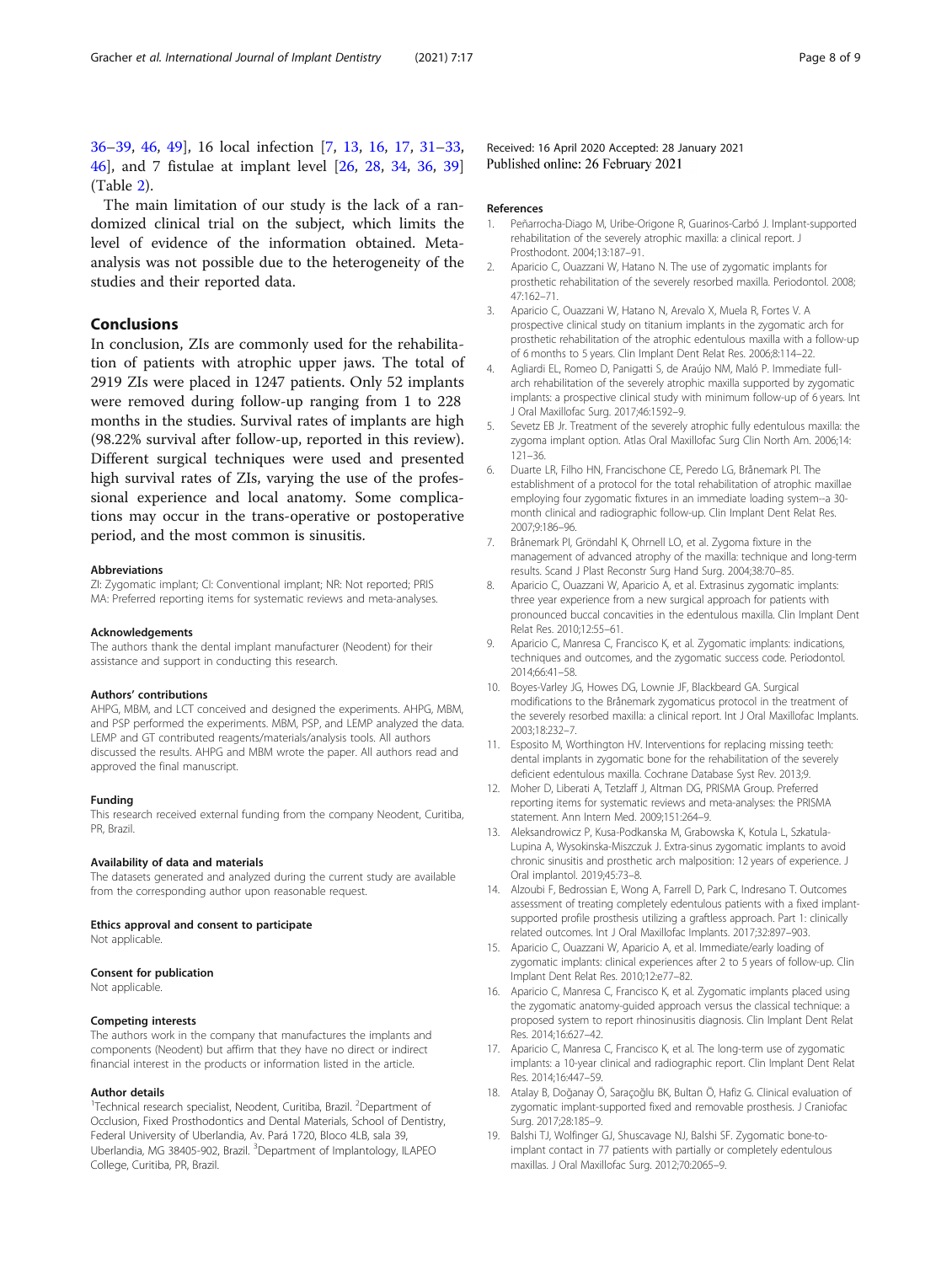36–39, 46, 49], 16 local infection [7, 13, 16, 17, 31–33, 46], and 7 fistulae at implant level [26, 28, 34, 36, 39] (Table 2).

The main limitation of our study is the lack of a randomized clinical trial on the subject, which limits the level of evidence of the information obtained. Meta-analysis was not possible due to the heterogeneity of the studies and their reported data.

## Conclusions

In conclusion, ZIs are commonly used for the rehabilitation of patients with atrophic upper jaws. The total of 2919 ZIs were placed in 1247 patients. Only 52 implants were removed during follow-up ranging from 1 to 228 months in the studies. Survival rates of implants are high (98.22% survival after follow-up, reported in this review). Different surgical techniques were used and presented high survival rates of ZIs, varying the use of the professional experience and local anatomy. Some complications may occur in the trans-operative or postoperative period, and the most common is sinusitis.

#### Abbreviations

ZI: Zygomatic implant; CI: Conventional implant; NR: Not reported; PRISMA: Preferred reporting items for systematic reviews and meta-analyses.

#### Acknowledgements

The authors thank the dental implant manufacturer (Neodent) for their assistance and support in conducting this research.

#### Authors' contributions

AHPG, MBM, and LCT conceived and designed the experiments. AHPG, MBM, and PSP performed the experiments. MBM, PSP, and LEMP analyzed the data. LEMP and GT contributed reagents/materials/analysis tools. All authors discussed the results. AHPG and MBM wrote the paper. All authors read and approved the final manuscript.

#### Funding

This research received external funding from the company Neodent, Curitiba, PR, Brazil.

#### Availability of data and materials

The datasets generated and analyzed during the current study are available from the corresponding author upon reasonable request.

#### Ethics approval and consent to participate

Not applicable.

#### Consent for publication

Not applicable.

#### Competing interests

The authors work in the company that manufactures the implants and components (Neodent) but affirm that they have no direct or indirect financial interest in the products or information listed in the article.

#### Author details

[1]Technical research specialist, Neodent, Curitiba, Brazil. [2]Department of Occlusion, Fixed Prosthodontics and Dental Materials, School of Dentistry, Federal University of Uberlandia, Av. Pará 1720, Bloco 4LB, sala 39, Uberlandia, MG 38405-902, Brazil. [3]Department of Implantology, ILAPEO College, Curitiba, PR, Brazil.

Received: 16 April 2020 Accepted: 28 January 2021
Published online: 26 February 2021

#### References

1. Peñarrocha-Diago M, Uribe-Origone R, Guarinos-Carbó J. Implant-supported rehabilitation of the severely atrophic maxilla: a clinical report. J Prosthodont. 2004;13:187–91.
2. Aparicio C, Ouazzani W, Hatano N. The use of zygomatic implants for prosthetic rehabilitation of the severely resorbed maxilla. Periodontol. 2008; 47:162–71.
3. Aparicio C, Ouazzani W, Hatano N, Arevalo X, Muela R, Fortes V. A prospective clinical study on titanium implants in the zygomatic arch for prosthetic rehabilitation of the atrophic edentulous maxilla with a follow-up of 6 months to 5 years. Clin Implant Dent Relat Res. 2006;8:114–22.
4. Agliardi EL, Romeo D, Panigatti S, de Araújo NM, Maló P. Immediate full-arch rehabilitation of the severely atrophic maxilla supported by zygomatic implants: a prospective clinical study with minimum follow-up of 6 years. Int J Oral Maxillofac Surg. 2017;46:1592–9.
5. Sevetz EB Jr. Treatment of the severely atrophic fully edentulous maxilla: the zygoma implant option. Atlas Oral Maxillofac Surg Clin North Am. 2006;14: 121–36.
6. Duarte LR, Filho HN, Francischone CE, Peredo LG, Brånemark PI. The establishment of a protocol for the total rehabilitation of atrophic maxillae employing four zygomatic fixtures in an immediate loading system--a 30-month clinical and radiographic follow-up. Clin Implant Dent Relat Res. 2007;9:186–96.
7. Brånemark PI, Gröndahl K, Ohrnell LO, et al. Zygoma fixture in the management of advanced atrophy of the maxilla: technique and long-term results. Scand J Plast Reconstr Surg Hand Surg. 2004;38:70–85.
8. Aparicio C, Ouazzani W, Aparicio A, et al. Extrasinus zygomatic implants: three year experience from a new surgical approach for patients with pronounced buccal concavities in the edentulous maxilla. Clin Implant Dent Relat Res. 2010;12:55–61.
9. Aparicio C, Manresa C, Francisco K, et al. Zygomatic implants: indications, techniques and outcomes, and the zygomatic success code. Periodontol. 2014;66:41–58.
10. Boyes-Varley JG, Howes DG, Lownie JF, Blackbeard GA. Surgical modifications to the Brånemark zygomaticus protocol in the treatment of the severely resorbed maxilla: a clinical report. Int J Oral Maxillofac Implants. 2003;18:232–7.
11. Esposito M, Worthington HV. Interventions for replacing missing teeth: dental implants in zygomatic bone for the rehabilitation of the severely deficient edentulous maxilla. Cochrane Database Syst Rev. 2013;9.
12. Moher D, Liberati A, Tetzlaff J, Altman DG, PRISMA Group. Preferred reporting items for systematic reviews and meta-analyses: the PRISMA statement. Ann Intern Med. 2009;151:264–9.
13. Aleksandrowicz P, Kusa-Podkanska M, Grabowska K, Kotula L, Szkatula-Lupina A, Wysokinska-Miszczuk J. Extra-sinus zygomatic implants to avoid chronic sinusitis and prosthetic arch malposition: 12 years of experience. J Oral implantol. 2019;45:73–8.
14. Alzoubi F, Bedrossian E, Wong A, Farrell D, Park C, Indresano T. Outcomes assessment of treating completely edentulous patients with a fixed implant-supported profile prosthesis utilizing a graftless approach. Part 1: clinically related outcomes. Int J Oral Maxillofac Implants. 2017;32:897–903.
15. Aparicio C, Ouazzani W, Aparicio A, et al. Immediate/early loading of zygomatic implants: clinical experiences after 2 to 5 years of follow-up. Clin Implant Dent Relat Res. 2010;12:e77–82.
16. Aparicio C, Manresa C, Francisco K, et al. Zygomatic implants placed using the zygomatic anatomy-guided approach versus the classical technique: a proposed system to report rhinosinusitis diagnosis. Clin Implant Dent Relat Res. 2014;16:627–42.
17. Aparicio C, Manresa C, Francisco K, et al. The long-term use of zygomatic implants: a 10-year clinical and radiographic report. Clin Implant Dent Relat Res. 2014;16:447–59.
18. Atalay B, Doğanay Ö, Saraçoğlu BK, Bultan Ö, Hafiz G. Clinical evaluation of zygomatic implant-supported fixed and removable prosthesis. J Craniofac Surg. 2017;28:185–9.
19. Balshi TJ, Wolfinger GJ, Shuscavage NJ, Balshi SF. Zygomatic bone-to-implant contact in 77 patients with partially or completely edentulous maxillas. J Oral Maxillofac Surg. 2012;70:2065–9.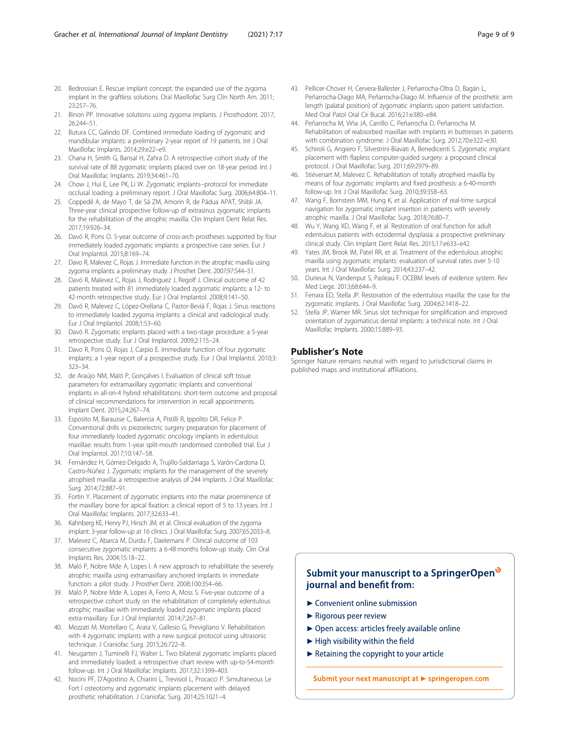20. Bedrossian E. Rescue implant concept: the expanded use of the zygoma implant in the graftless solutions. Oral Maxillofac Surg Clin North Am. 2011; 23:257–76.
21. Binon PP. Innovative solutions using zygoma implants. J Prosthodont. 2017; 26:244–51.
22. Butura CC, Galindo DF. Combined immediate loading of zygomatic and mandibular implants: a preliminary 2-year report of 19 patients. Int J Oral Maxillofac Implants. 2014;29:e22–e9.
23. Chana H, Smith G, Bansal H, Zahra D. A retrospective cohort study of the survival rate of 88 zygomatic implants placed over on 18-year period. Int J Oral Maxillofac Implants. 2019;34:461–70.
24. Chow J, Hui E, Lee PK, Li W. Zygomatic implants--protocol for immediate occlusal loading: a preliminary report. J Oral Maxillofac Surg. 2006;64:804–11.
25. Coppedê A, de Mayo T, de Sá ZM, Amorin R, de Pádua APAT, Shibli JA. Three-year clinical prospective follow-up of extrasinus zygomatic implants for the rehabilitation of the atrophic maxilla. Clin Implant Dent Relat Res. 2017;19:926–34.
26. Davó R, Pons O. 5-year outcome of cross-arch prostheses supported by four immediately loaded zygomatic implants: a prospective case series. Eur J Oral Implantol. 2015;8:169–74.
27. Davo R, Malevez C, Rojas J. Immediate function in the atrophic maxilla using zygoma implants: a preliminary study. J Prosthet Dent. 2007;97:S44–51.
28. Davó R, Malevez C, Rojas J, Rodriguez J, Regolf J. Clinical outcome of 42 patients treated with 81 immediately loaded zygomatic implants: a 12- to 42-month retrospective study. Eur J Oral Implantol. 2008;9:141–50.
29. Davó R, Malevez C, López-Orellana C, Pastor-Beviá F, Rojas J. Sinus reactions to immediately loaded zygoma implants: a clinical and radiological study. Eur J Oral Implantol. 2008;1:53–60.
30. Davó R. Zygomatic implants placed with a two-stage procedure: a 5-year retrospective study. Eur J Oral Implantol. 2009;2:115–24.
31. Davo R, Pons O, Rojas J, Carpio E. Immediate function of four zygomatic implants: a 1-year report of a prospective study. Eur J Oral Implantol. 2010;3: 323–34.
32. de Araújo NM, Maló P, Gonçalves I. Evaluation of clinical soft tissue parameters for extramaxillary zygomatic implants and conventional implants in all-on-4 hybrid rehabilitations: short-term outcome and proposal of clinical recommendations for intervention in recall appointments. Implant Dent. 2015;24:267–74.
33. Esposito M, Barausse C, Balercia A, Pistilli R, Ippolito DR, Felice P. Conventional drills vs piezoelectric surgery preparation for placement of four immediately loaded zygomatic oncology implants in edentulous maxillae: results from 1-year split-mouth randomised controlled trial. Eur J Oral Implantol. 2017;10:147–58.
34. Fernández H, Gómez-Delgado A, Trujillo-Saldarriaga S, Varón-Cardona D, Castro-Núñez J. Zygomatic implants for the management of the severely atrophied maxilla: a retrospective analysis of 244 implants. J Oral Maxillofac Surg. 2014;72:887–91.
35. Fortin Y. Placement of zygomatic implants into the malar proeminence of the maxillary bone for apical fixation: a clinical report of 5 to 13 years. Int J Oral Maxillofac Implants. 2017;32:633–41.
36. Kahnberg KE, Henry PJ, Hirsch JM, et al. Clinical evaluation of the zygoma implant: 3-year follow-up at 16 clinics. J Oral Maxillofac Surg. 2007;65:2033–8.
37. Malevez C, Abarca M, Durdu F, Daelemans P. Clinical outcome of 103 consecutive zygomatic implants: a 6-48 months follow-up study. Clin Oral Implants Res. 2004;15:18–22.
38. Maló P, Nobre Mde A, Lopes I. A new approach to rehabilitate the severely atrophic maxilla using extramaxillary anchored implants in immediate function: a pilot study. J Prosthet Dent. 2008;100:354–66.
39. Maló P, Nobre Mde A, Lopes A, Ferro A, Moss S. Five-year outcome of a retrospective cohort study on the rehabilitation of completely edentulous atrophic maxillae with immediately loaded zygomatic implants placed extra-maxillary. Eur J Oral Implantol. 2014;7:267–81.
40. Mozzati M, Mortellaro C, Arata V, Gallesio G, Previgliano V. Rehabilitation with 4 zygomatic implants with a new surgical protocol using ultrasonic technique. J Craniofac Surg. 2015;26:722–8.
41. Neugarten J, Tuminelli FJ, Walter L. Two bilateral zygomatic implants placed and immediately loaded: a retrospective chart review with up-to-54-month follow-up. Int J Oral Maxillofac Implants. 2017;32:1399–403.
42. Nocini PF, D'Agostino A, Chiarini L, Trevisiol L, Procacci P. Simultaneous Le Fort I osteotomy and zygomatic implants placement with delayed prosthetic rehabilitation. J Craniofac Surg. 2014;25:1021–4.
43. Pellicer-Chover H, Cervera-Ballester J, Peñarrocha-Oltra D, Bagán L, Peñarrocha-Diago MA, Peñarrocha-Diago M. Influence of the prosthetic arm length (palatal position) of zygomatic implants upon patient satisfaction. Med Oral Patol Oral Cir Bucal. 2016;21:e380–e84.
44. Peñarrocha M, Viña JA, Carrillo C, Peñarrocha D, Peñarrocha M. Rehabilitation of reabsorbed maxillae with implants in buttresses in patients with combination syndrome. J Oral Maxillofac Surg. 2012;70:e322–e30.
45. Schiroli G, Angiero F, Silvestrini-Biavati A, Benedicenti S. Zygomatic implant placement with flapless computer-guided surgery: a proposed clinical protocol. J Oral Maxillofac Surg. 2011;69:2979–89.
46. Stiévenart M, Malevez C. Rehabilitation of totally atrophied maxilla by means of four zygomatic implants and fixed prosthesis: a 6-40-month follow-up. Int J Oral Maxillofac Surg. 2010;39:358–63.
47. Wang F, Bornstein MM, Hung K, et al. Application of real-time surgical navigation for zygomatic implant insertion in patients with severely atrophic maxilla. J Oral Maxillofac Surg. 2018;76:80–7.
48. Wu Y, Wang XD, Wang F, et al. Restoration of oral function for adult edentulous patients with ectodermal dysplasia: a prospective preliminary clinical study. Clin Implant Dent Relat Res. 2015;17:e633–e42.
49. Yates JM, Brook IM, Patel RR, et al. Treatment of the edentulous atrophic maxilla using zygomatic implants: evaluation of survival rates over 5-10 years. Int J Oral Maxillofac Surg. 2014;43:237–42.
50. Durieux N, Vandenput S, Pasleau F. OCEBM levels of evidence system. Rev Med Liege. 2013;68:644–9.
51. Ferrara ED, Stella JP. Restoration of the edentulous maxilla: the case for the zygomatic implants. J Oral Maxillofac Surg. 2004;62:1418–22.
52. Stella JP, Warner MR. Sinus slot technique for simplification and improved orientation of zygomaticus dental implants: a technical note. Int J Oral Maxillofac Implants. 2000;15:889–93.

## Publisher's Note

Springer Nature remains neutral with regard to jurisdictional claims in published maps and institutional affiliations.

**Submit your manuscript to a SpringerOpen journal and benefit from:**

- ► Convenient online submission
- ► Rigorous peer review
- ► Open access: articles freely available online
- ► High visibility within the field
- ► Retaining the copyright to your article

**Submit your next manuscript at ► springeropen.com**